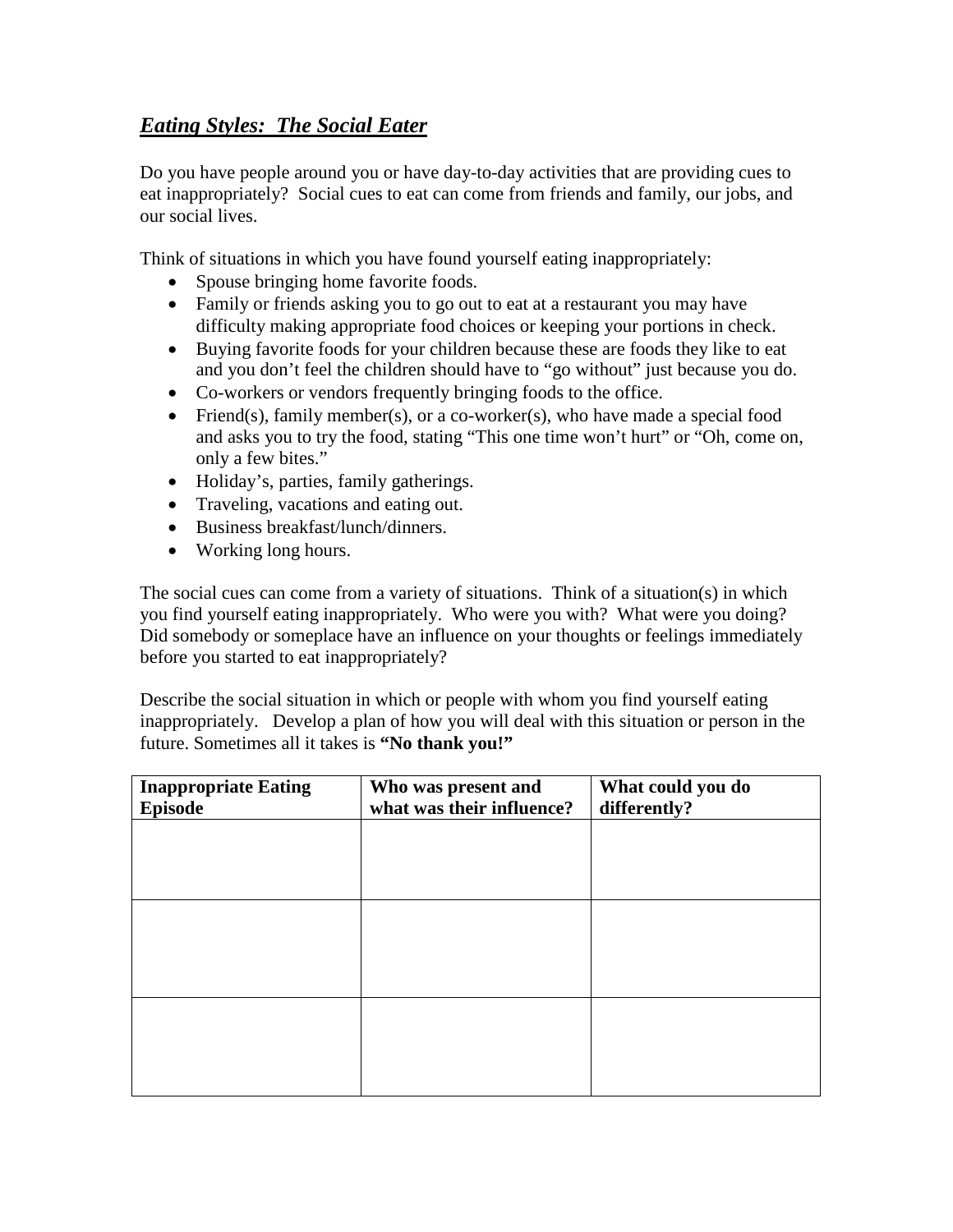## ***Eating Styles: The Social Eater***

Do you have people around you or have day-to-day activities that are providing cues to eat inappropriately? Social cues to eat can come from friends and family, our jobs, and our social lives.

Think of situations in which you have found yourself eating inappropriately:

- Spouse bringing home favorite foods.
- Family or friends asking you to go out to eat at a restaurant you may have difficulty making appropriate food choices or keeping your portions in check.
- Buying favorite foods for your children because these are foods they like to eat and you don't feel the children should have to "go without" just because you do.
- Co-workers or vendors frequently bringing foods to the office.
- Friend(s), family member(s), or a co-worker(s), who have made a special food and asks you to try the food, stating "This one time won't hurt" or "Oh, come on, only a few bites."
- Holiday's, parties, family gatherings.
- Traveling, vacations and eating out.
- Business breakfast/lunch/dinners.
- Working long hours.

The social cues can come from a variety of situations. Think of a situation(s) in which you find yourself eating inappropriately. Who were you with? What were you doing? Did somebody or someplace have an influence on your thoughts or feelings immediately before you started to eat inappropriately?

Describe the social situation in which or people with whom you find yourself eating inappropriately. Develop a plan of how you will deal with this situation or person in the future. Sometimes all it takes is **"No thank you!"**

| **Inappropriate Eating Episode** | **Who was present and what was their influence?** | **What could you do differently?** |
|---|---|---|
| | | |
| | | |
| | | |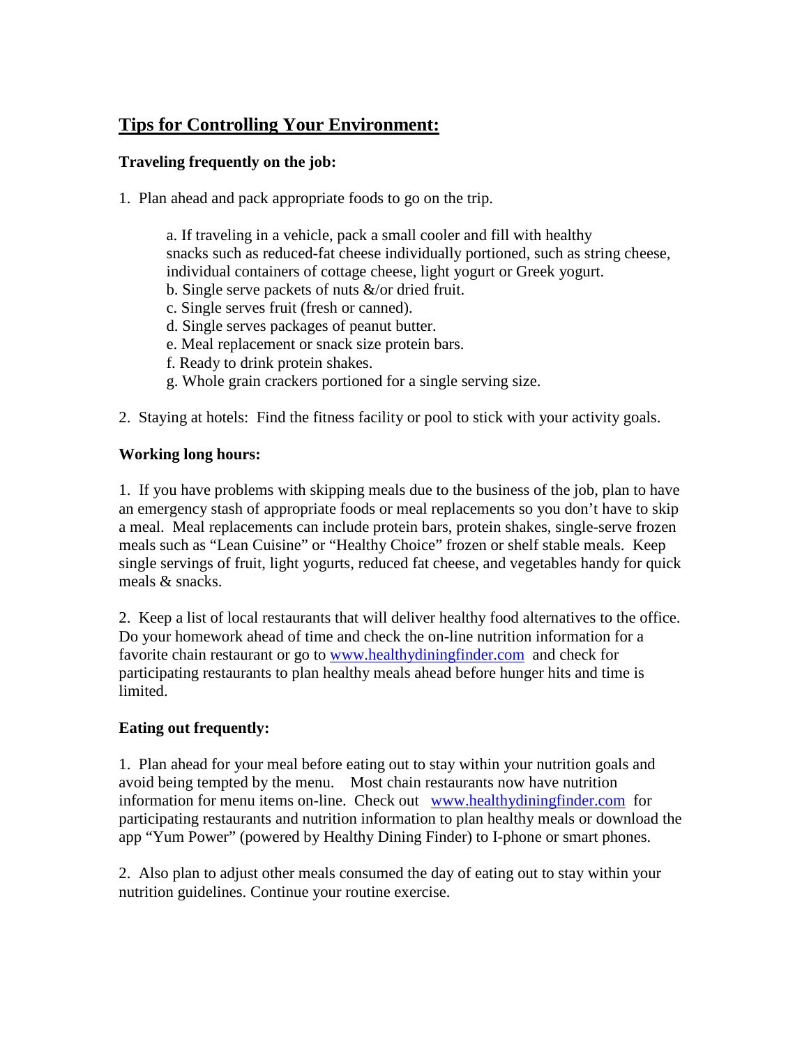## Tips for Controlling Your Environment:

**Traveling frequently on the job:**

1. Plan ahead and pack appropriate foods to go on the trip.

    a. If traveling in a vehicle, pack a small cooler and fill with healthy snacks such as reduced-fat cheese individually portioned, such as string cheese, individual containers of cottage cheese, light yogurt or Greek yogurt.
    b. Single serve packets of nuts &/or dried fruit.
    c. Single serves fruit (fresh or canned).
    d. Single serves packages of peanut butter.
    e. Meal replacement or snack size protein bars.
    f. Ready to drink protein shakes.
    g. Whole grain crackers portioned for a single serving size.

2. Staying at hotels: Find the fitness facility or pool to stick with your activity goals.

**Working long hours:**

1. If you have problems with skipping meals due to the business of the job, plan to have an emergency stash of appropriate foods or meal replacements so you don't have to skip a meal. Meal replacements can include protein bars, protein shakes, single-serve frozen meals such as "Lean Cuisine" or "Healthy Choice" frozen or shelf stable meals. Keep single servings of fruit, light yogurts, reduced fat cheese, and vegetables handy for quick meals & snacks.

2. Keep a list of local restaurants that will deliver healthy food alternatives to the office. Do your homework ahead of time and check the on-line nutrition information for a favorite chain restaurant or go to www.healthydiningfinder.com and check for participating restaurants to plan healthy meals ahead before hunger hits and time is limited.

**Eating out frequently:**

1. Plan ahead for your meal before eating out to stay within your nutrition goals and avoid being tempted by the menu. Most chain restaurants now have nutrition information for menu items on-line. Check out www.healthydiningfinder.com for participating restaurants and nutrition information to plan healthy meals or download the app "Yum Power" (powered by Healthy Dining Finder) to I-phone or smart phones.

2. Also plan to adjust other meals consumed the day of eating out to stay within your nutrition guidelines. Continue your routine exercise.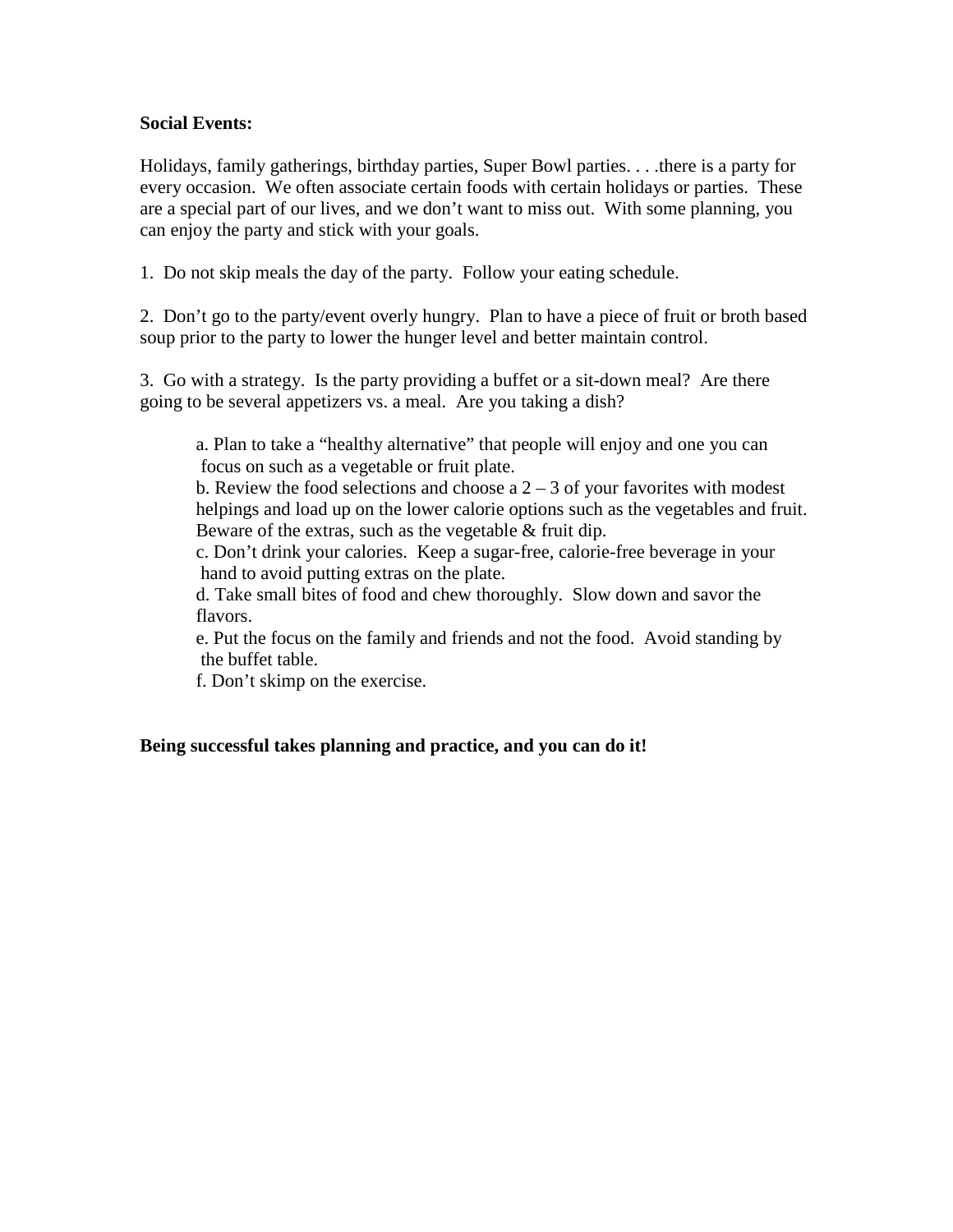**Social Events:**

Holidays, family gatherings, birthday parties, Super Bowl parties. . . .there is a party for every occasion. We often associate certain foods with certain holidays or parties. These are a special part of our lives, and we don't want to miss out. With some planning, you can enjoy the party and stick with your goals.

1. Do not skip meals the day of the party. Follow your eating schedule.

2. Don't go to the party/event overly hungry. Plan to have a piece of fruit or broth based soup prior to the party to lower the hunger level and better maintain control.

3. Go with a strategy. Is the party providing a buffet or a sit-down meal? Are there going to be several appetizers vs. a meal. Are you taking a dish?

    a. Plan to take a "healthy alternative" that people will enjoy and one you can focus on such as a vegetable or fruit plate.
    b. Review the food selections and choose a 2 – 3 of your favorites with modest helpings and load up on the lower calorie options such as the vegetables and fruit. Beware of the extras, such as the vegetable & fruit dip.
    c. Don't drink your calories. Keep a sugar-free, calorie-free beverage in your hand to avoid putting extras on the plate.
    d. Take small bites of food and chew thoroughly. Slow down and savor the flavors.
    e. Put the focus on the family and friends and not the food. Avoid standing by the buffet table.
    f. Don't skimp on the exercise.

**Being successful takes planning and practice, and you can do it!**